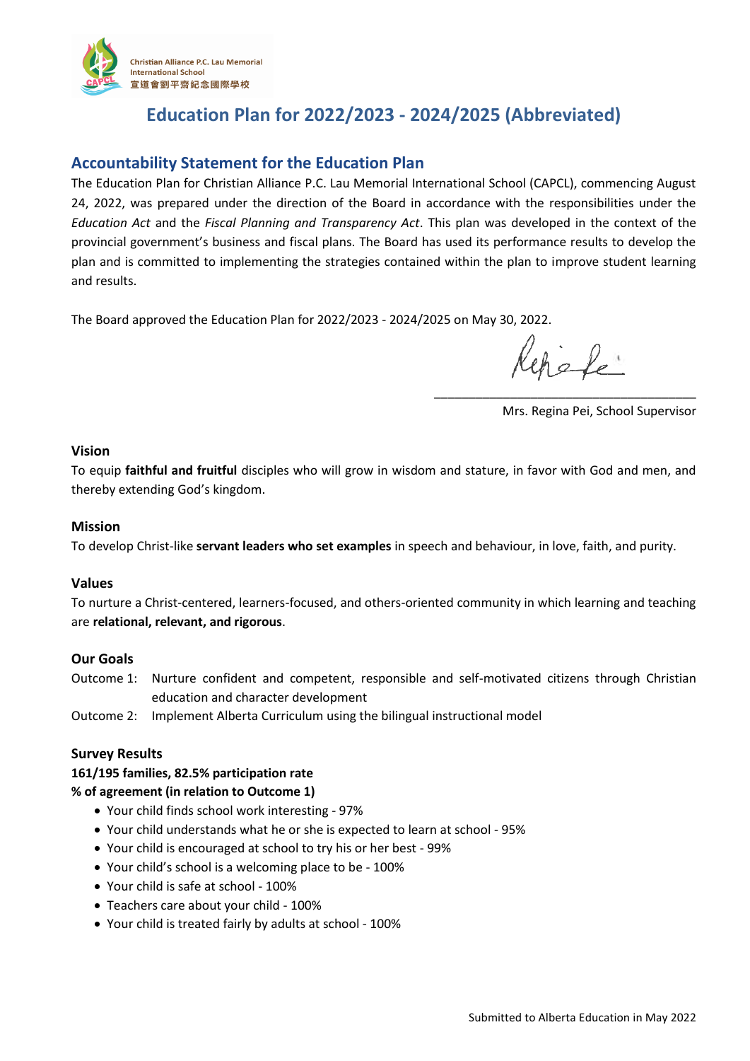Christian Alliance P.C. Lau Memorial International School
宣道會劉平齋紀念國際學校

# Education Plan for 2022/2023 - 2024/2025 (Abbreviated)

## Accountability Statement for the Education Plan

The Education Plan for Christian Alliance P.C. Lau Memorial International School (CAPCL), commencing August 24, 2022, was prepared under the direction of the Board in accordance with the responsibilities under the *Education Act* and the *Fiscal Planning and Transparency Act*. This plan was developed in the context of the provincial government's business and fiscal plans. The Board has used its performance results to develop the plan and is committed to implementing the strategies contained within the plan to improve student learning and results.

The Board approved the Education Plan for 2022/2023 - 2024/2025 on May 30, 2022.

Mrs. Regina Pei, School Supervisor

### Vision

To equip **faithful and fruitful** disciples who will grow in wisdom and stature, in favor with God and men, and thereby extending God's kingdom.

### Mission

To develop Christ-like **servant leaders who set examples** in speech and behaviour, in love, faith, and purity.

### Values

To nurture a Christ-centered, learners-focused, and others-oriented community in which learning and teaching are **relational, relevant, and rigorous**.

### Our Goals

Outcome 1: Nurture confident and competent, responsible and self-motivated citizens through Christian education and character development

Outcome 2: Implement Alberta Curriculum using the bilingual instructional model

### Survey Results

**161/195 families, 82.5% participation rate**

**% of agreement (in relation to Outcome 1)**

- Your child finds school work interesting - 97%
- Your child understands what he or she is expected to learn at school - 95%
- Your child is encouraged at school to try his or her best - 99%
- Your child's school is a welcoming place to be - 100%
- Your child is safe at school - 100%
- Teachers care about your child - 100%
- Your child is treated fairly by adults at school - 100%

Submitted to Alberta Education in May 2022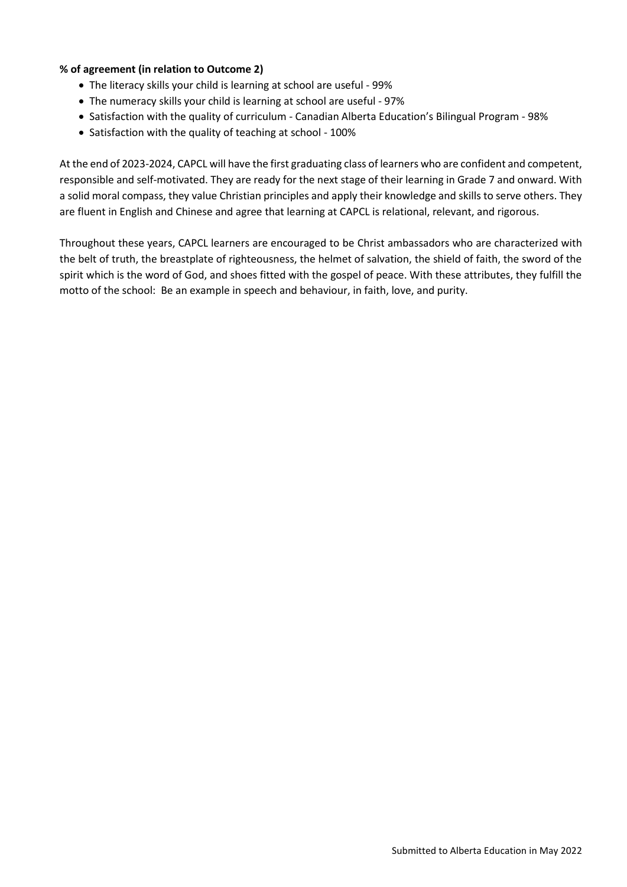**% of agreement (in relation to Outcome 2)**

- The literacy skills your child is learning at school are useful - 99%
- The numeracy skills your child is learning at school are useful - 97%
- Satisfaction with the quality of curriculum - Canadian Alberta Education's Bilingual Program - 98%
- Satisfaction with the quality of teaching at school - 100%

At the end of 2023-2024, CAPCL will have the first graduating class of learners who are confident and competent, responsible and self-motivated. They are ready for the next stage of their learning in Grade 7 and onward. With a solid moral compass, they value Christian principles and apply their knowledge and skills to serve others. They are fluent in English and Chinese and agree that learning at CAPCL is relational, relevant, and rigorous.

Throughout these years, CAPCL learners are encouraged to be Christ ambassadors who are characterized with the belt of truth, the breastplate of righteousness, the helmet of salvation, the shield of faith, the sword of the spirit which is the word of God, and shoes fitted with the gospel of peace. With these attributes, they fulfill the motto of the school: Be an example in speech and behaviour, in faith, love, and purity.

Submitted to Alberta Education in May 2022